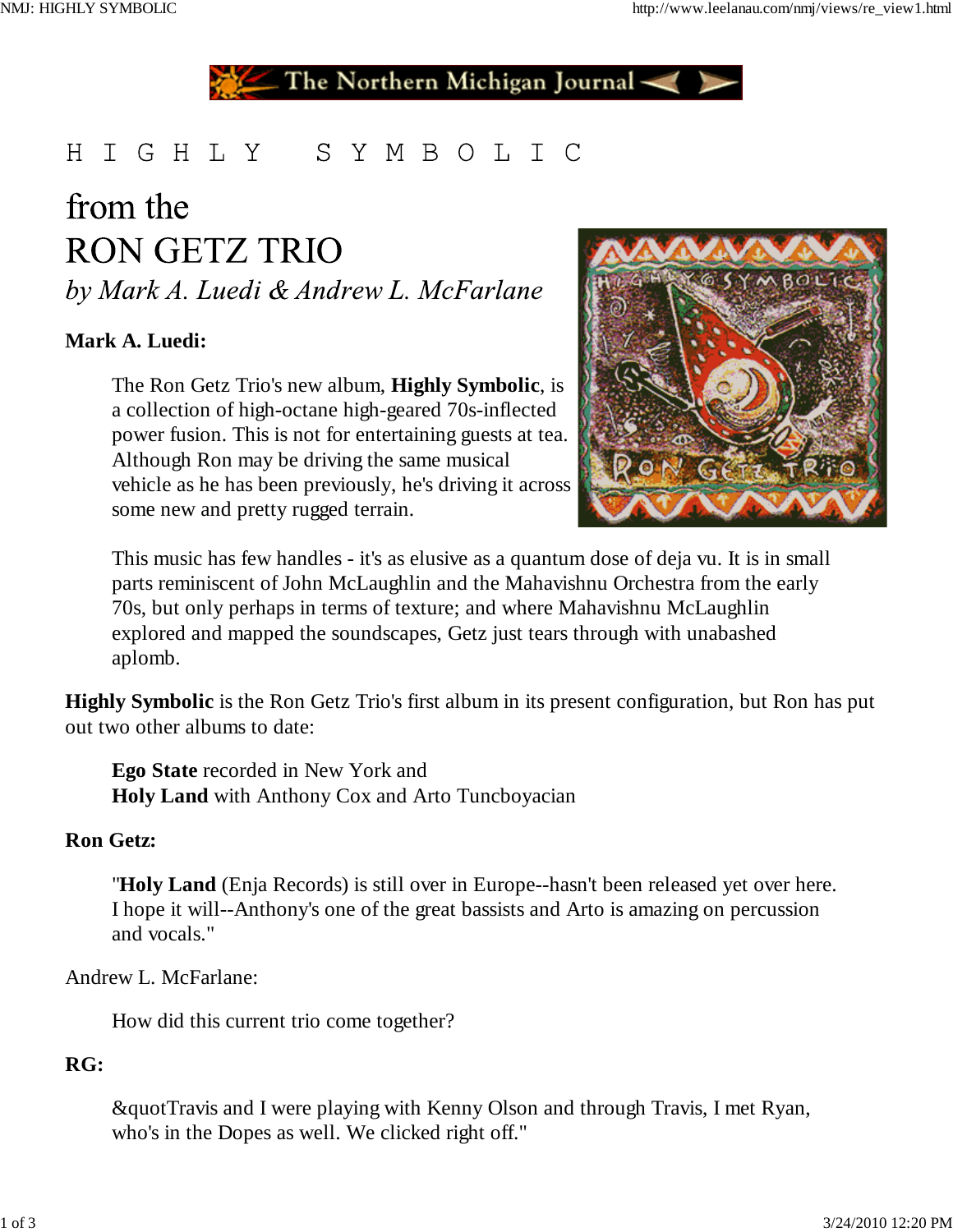# H I G H L Y  S Y M B O L I C

## from the
## RON GETZ TRIO

*by Mark A. Luedi & Andrew L. McFarlane*

**Mark A. Luedi:**

> The Ron Getz Trio's new album, **Highly Symbolic**, is a collection of high-octane high-geared 70s-inflected power fusion. This is not for entertaining guests at tea. Although Ron may be driving the same musical vehicle as he has been previously, he's driving it across some new and pretty rugged terrain.
>
> This music has few handles - it's as elusive as a quantum dose of deja vu. It is in small parts reminiscent of John McLaughlin and the Mahavishnu Orchestra from the early 70s, but only perhaps in terms of texture; and where Mahavishnu McLaughlin explored and mapped the soundscapes, Getz just tears through with unabashed aplomb.

**Highly Symbolic** is the Ron Getz Trio's first album in its present configuration, but Ron has put out two other albums to date:

> **Ego State** recorded in New York and
> **Holy Land** with Anthony Cox and Arto Tuncboyacian

**Ron Getz:**

> "**Holy Land** (Enja Records) is still over in Europe--hasn't been released yet over here. I hope it will--Anthony's one of the great bassists and Arto is amazing on percussion and vocals."

Andrew L. McFarlane:

> How did this current trio come together?

**RG:**

> &quotTravis and I were playing with Kenny Olson and through Travis, I met Ryan, who's in the Dopes as well. We clicked right off."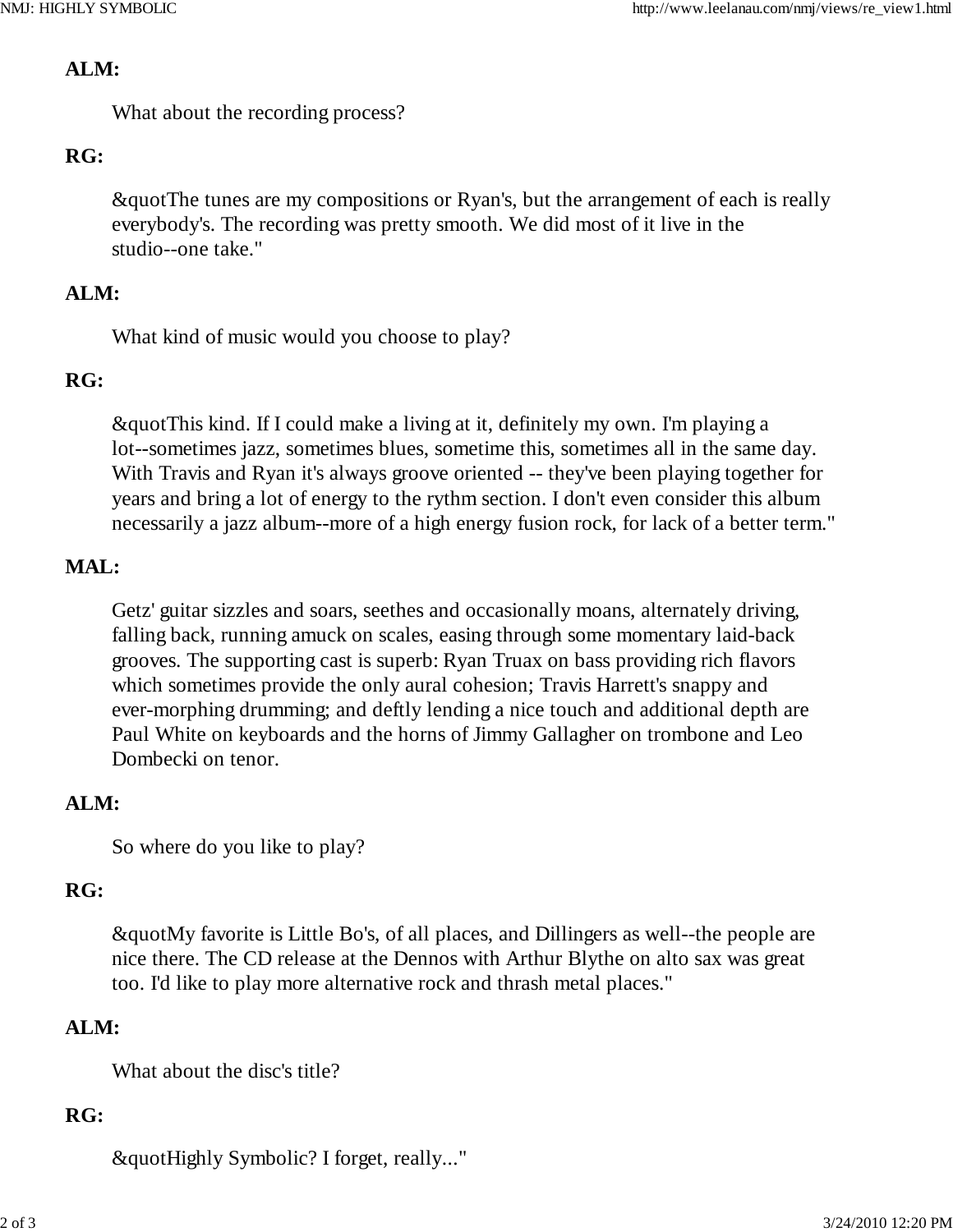**ALM:**

What about the recording process?

**RG:**

&quotThe tunes are my compositions or Ryan's, but the arrangement of each is really everybody's. The recording was pretty smooth. We did most of it live in the studio--one take."

**ALM:**

What kind of music would you choose to play?

**RG:**

&quotThis kind. If I could make a living at it, definitely my own. I'm playing a lot--sometimes jazz, sometimes blues, sometime this, sometimes all in the same day. With Travis and Ryan it's always groove oriented -- they've been playing together for years and bring a lot of energy to the rythm section. I don't even consider this album necessarily a jazz album--more of a high energy fusion rock, for lack of a better term."

**MAL:**

Getz' guitar sizzles and soars, seethes and occasionally moans, alternately driving, falling back, running amuck on scales, easing through some momentary laid-back grooves. The supporting cast is superb: Ryan Truax on bass providing rich flavors which sometimes provide the only aural cohesion; Travis Harrett's snappy and ever-morphing drumming; and deftly lending a nice touch and additional depth are Paul White on keyboards and the horns of Jimmy Gallagher on trombone and Leo Dombecki on tenor.

**ALM:**

So where do you like to play?

**RG:**

&quotMy favorite is Little Bo's, of all places, and Dillingers as well--the people are nice there. The CD release at the Dennos with Arthur Blythe on alto sax was great too. I'd like to play more alternative rock and thrash metal places."

**ALM:**

What about the disc's title?

**RG:**

&quotHighly Symbolic? I forget, really..."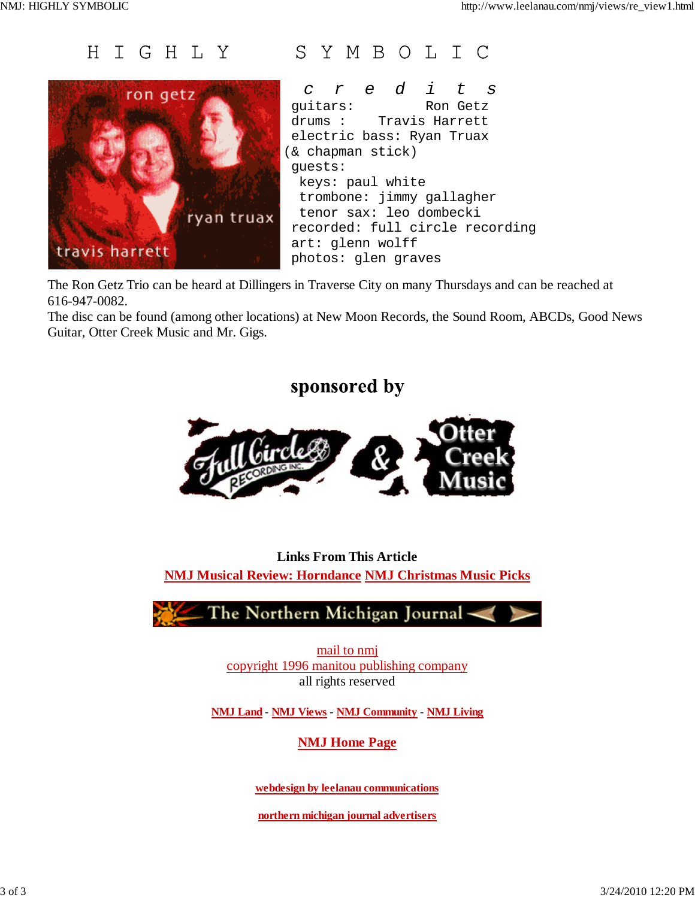# H I G H L Y S Y M B O L I C

c r e d i t s

guitars: Ron Getz
drums : Travis Harrett
electric bass: Ryan Truax
(& chapman stick)
guests:
keys: paul white
trombone: jimmy gallagher
tenor sax: leo dombecki
recorded: full circle recording
art: glenn wolff
photos: glen graves

The Ron Getz Trio can be heard at Dillingers in Traverse City on many Thursdays and can be reached at 616-947-0082.
The disc can be found (among other locations) at New Moon Records, the Sound Room, ABCDs, Good News Guitar, Otter Creek Music and Mr. Gigs.

## sponsored by

**Links From This Article**

NMJ Musical Review: Horndance NMJ Christmas Music Picks

mail to nmj
copyright 1996 manitou publishing company
all rights reserved

NMJ Land - NMJ Views - NMJ Community - NMJ Living

NMJ Home Page

webdesign by leelanau communications

northern michigan journal advertisers